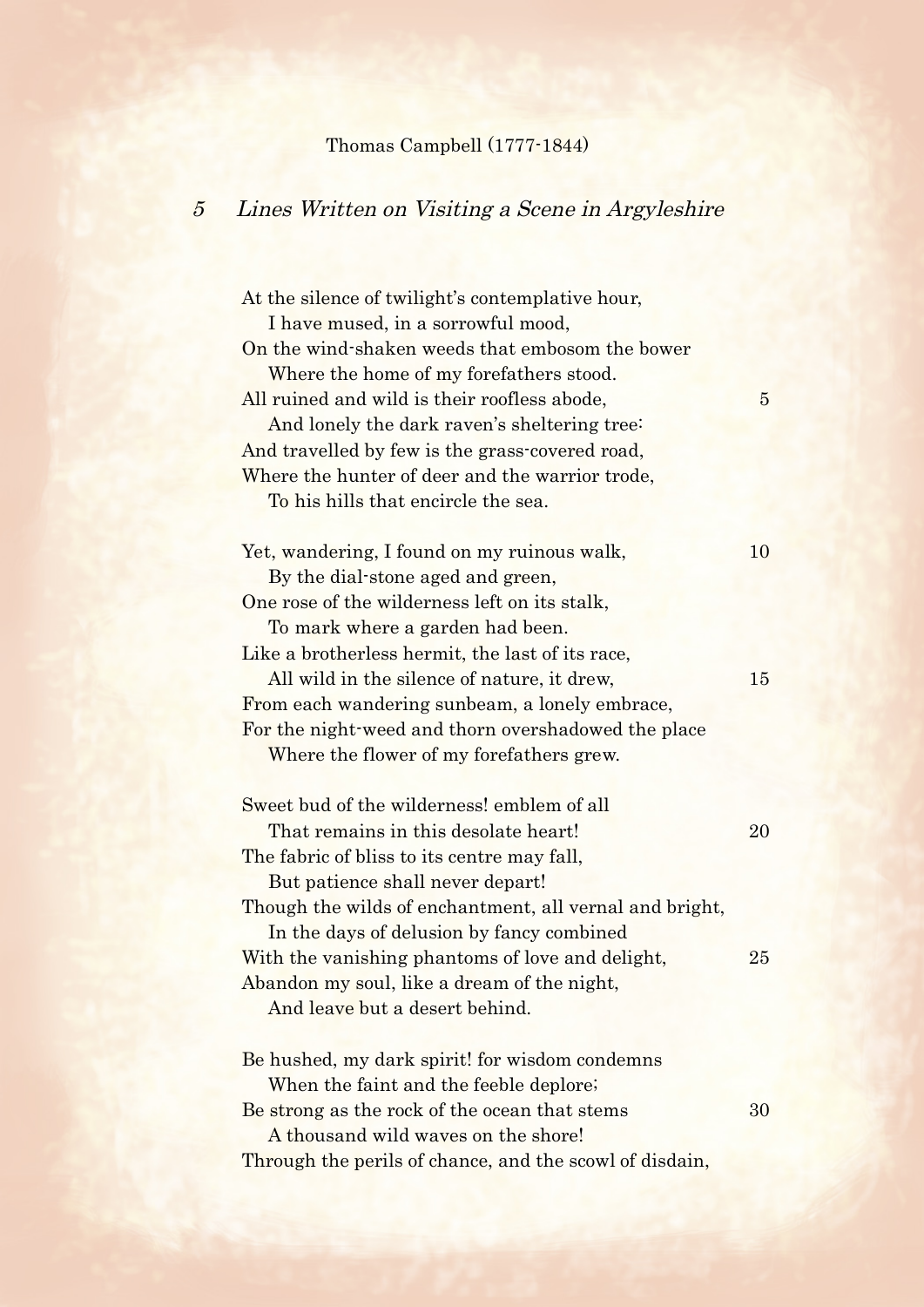Thomas Campbell (1777-1844)

## 5 *Lines Written on Visiting a Scene in Argyleshire*

At the silence of twilight's contemplative hour,
  I have mused, in a sorrowful mood,
On the wind-shaken weeds that embosom the bower
  Where the home of my forefathers stood.
All ruined and wild is their roofless abode,     5
  And lonely the dark raven's sheltering tree:
And travelled by few is the grass-covered road,
Where the hunter of deer and the warrior trode,
  To his hills that encircle the sea.

Yet, wandering, I found on my ruinous walk,     10
  By the dial-stone aged and green,
One rose of the wilderness left on its stalk,
  To mark where a garden had been.
Like a brotherless hermit, the last of its race,
  All wild in the silence of nature, it drew,     15
From each wandering sunbeam, a lonely embrace,
For the night-weed and thorn overshadowed the place
  Where the flower of my forefathers grew.

Sweet bud of the wilderness! emblem of all
  That remains in this desolate heart!     20
The fabric of bliss to its centre may fall,
  But patience shall never depart!
Though the wilds of enchantment, all vernal and bright,
  In the days of delusion by fancy combined
With the vanishing phantoms of love and delight,     25
Abandon my soul, like a dream of the night,
  And leave but a desert behind.

Be hushed, my dark spirit! for wisdom condemns
  When the faint and the feeble deplore;
Be strong as the rock of the ocean that stems     30
  A thousand wild waves on the shore!
Through the perils of chance, and the scowl of disdain,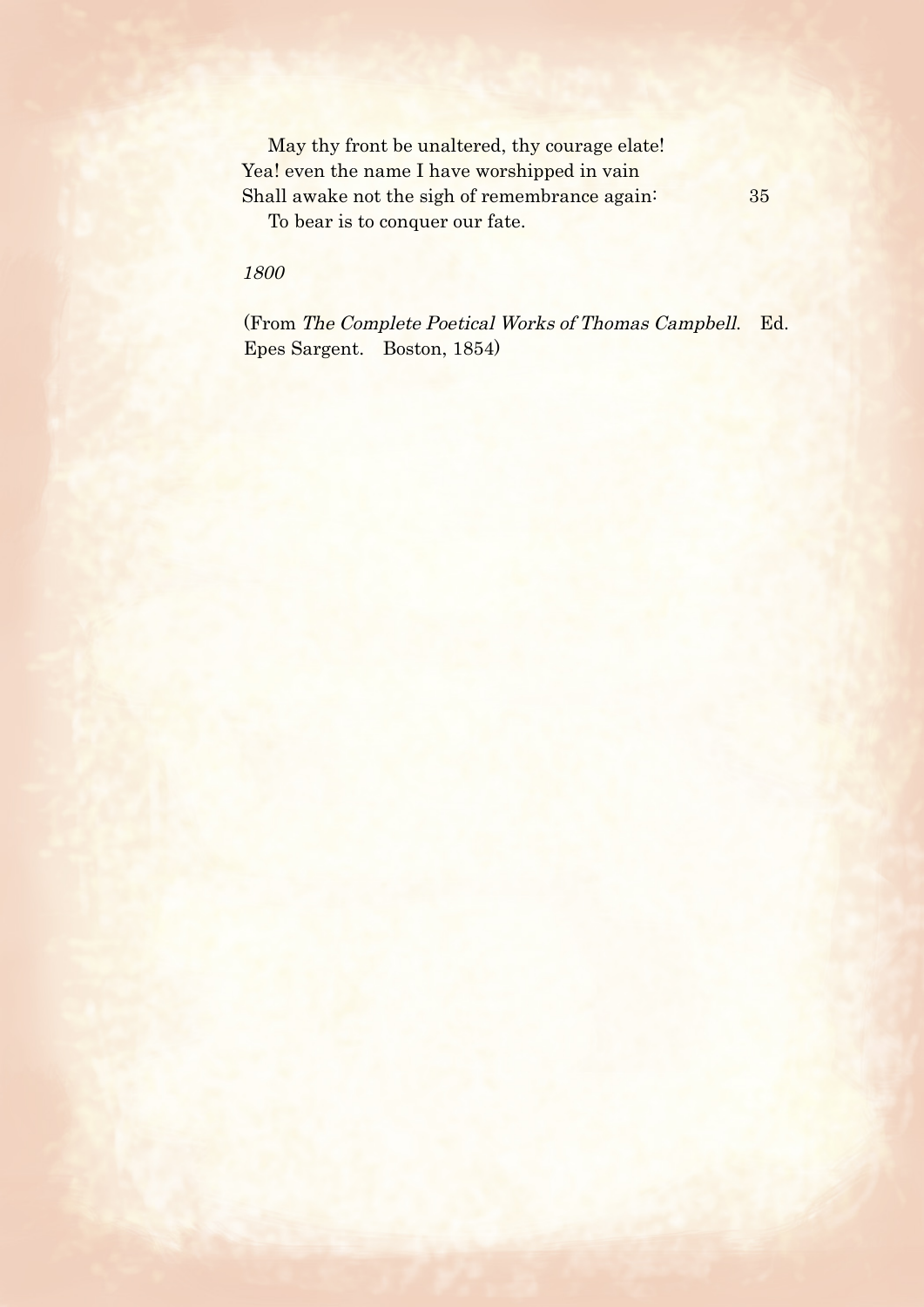May thy front be unaltered, thy courage elate!  
Yea! even the name I have worshipped in vain  
Shall awake not the sigh of remembrance again: 35  
  To bear is to conquer our fate.

*1800*

(From *The Complete Poetical Works of Thomas Campbell*. Ed. Epes Sargent. Boston, 1854)